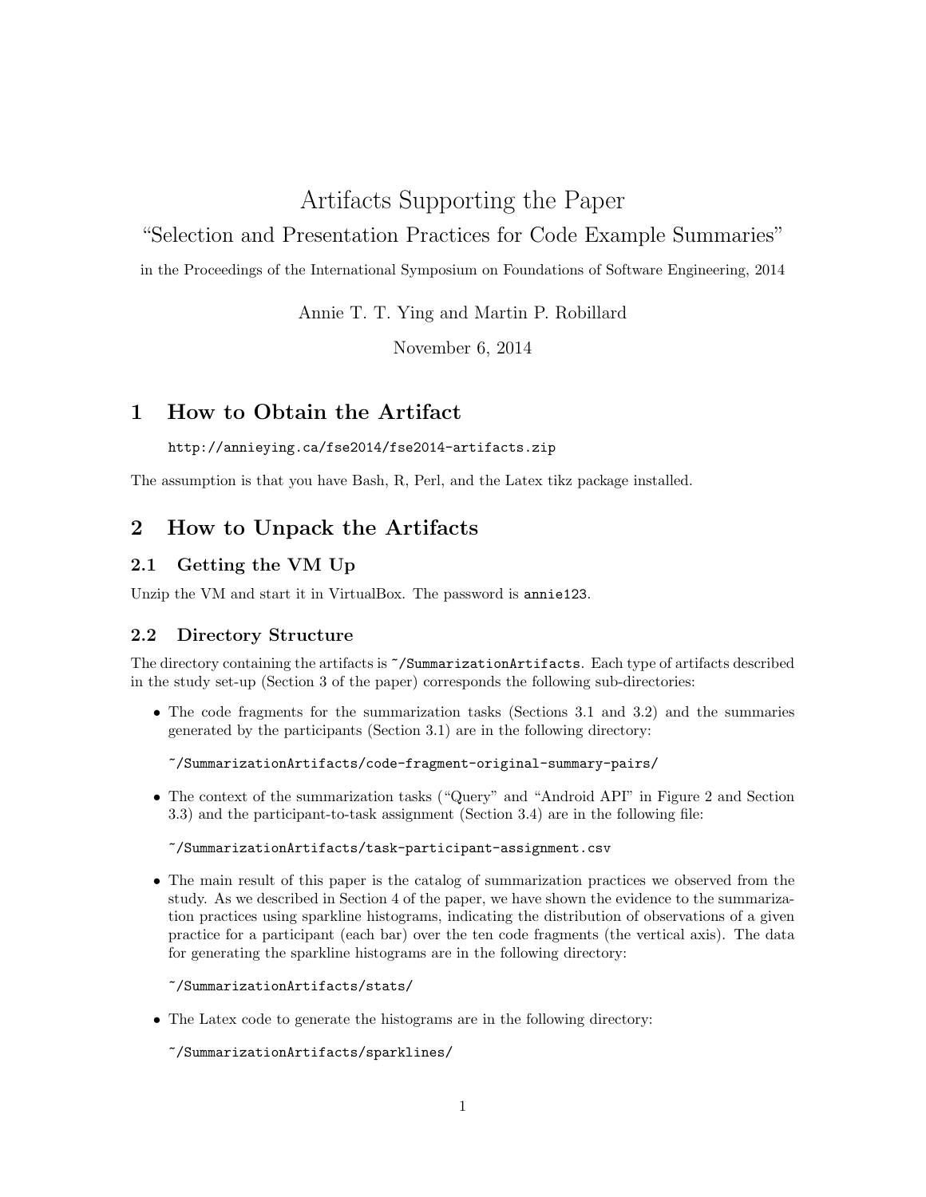# Artifacts Supporting the Paper

## "Selection and Presentation Practices for Code Example Summaries"

in the Proceedings of the International Symposium on Foundations of Software Engineering, 2014

Annie T. T. Ying and Martin P. Robillard

November 6, 2014

## 1 How to Obtain the Artifact

`http://annieying.ca/fse2014/fse2014-artifacts.zip`

The assumption is that you have Bash, R, Perl, and the Latex tikz package installed.

## 2 How to Unpack the Artifacts

### 2.1 Getting the VM Up

Unzip the VM and start it in VirtualBox. The password is `annie123`.

### 2.2 Directory Structure

The directory containing the artifacts is `~/SummarizationArtifacts`. Each type of artifacts described in the study set-up (Section 3 of the paper) corresponds the following sub-directories:

- The code fragments for the summarization tasks (Sections 3.1 and 3.2) and the summaries generated by the participants (Section 3.1) are in the following directory:

  `~/SummarizationArtifacts/code-fragment-original-summary-pairs/`

- The context of the summarization tasks ("Query" and "Android API" in Figure 2 and Section 3.3) and the participant-to-task assignment (Section 3.4) are in the following file:

  `~/SummarizationArtifacts/task-participant-assignment.csv`

- The main result of this paper is the catalog of summarization practices we observed from the study. As we described in Section 4 of the paper, we have shown the evidence to the summarization practices using sparkline histograms, indicating the distribution of observations of a given practice for a participant (each bar) over the ten code fragments (the vertical axis). The data for generating the sparkline histograms are in the following directory:

  `~/SummarizationArtifacts/stats/`

- The Latex code to generate the histograms are in the following directory:

  `~/SummarizationArtifacts/sparklines/`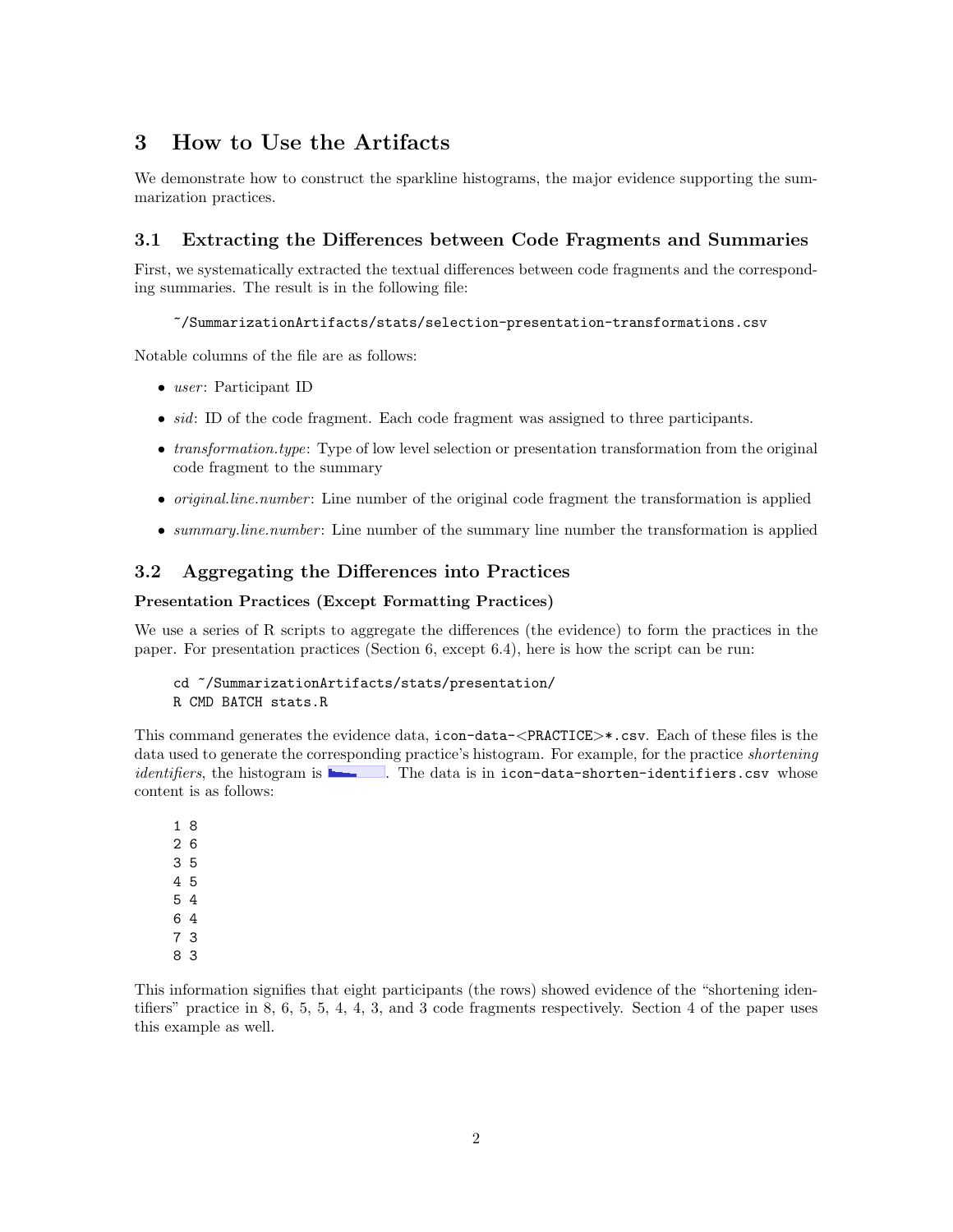# 3 How to Use the Artifacts

We demonstrate how to construct the sparkline histograms, the major evidence supporting the summarization practices.

## 3.1 Extracting the Differences between Code Fragments and Summaries

First, we systematically extracted the textual differences between code fragments and the corresponding summaries. The result is in the following file:

```
~/SummarizationArtifacts/stats/selection-presentation-transformations.csv
```

Notable columns of the file are as follows:

- *user*: Participant ID
- *sid*: ID of the code fragment. Each code fragment was assigned to three participants.
- *transformation.type*: Type of low level selection or presentation transformation from the original code fragment to the summary
- *original.line.number*: Line number of the original code fragment the transformation is applied
- *summary.line.number*: Line number of the summary line number the transformation is applied

## 3.2 Aggregating the Differences into Practices

### Presentation Practices (Except Formatting Practices)

We use a series of R scripts to aggregate the differences (the evidence) to form the practices in the paper. For presentation practices (Section 6, except 6.4), here is how the script can be run:

```
cd ~/SummarizationArtifacts/stats/presentation/
R CMD BATCH stats.R
```

This command generates the evidence data, `icon-data-<PRACTICE>*.csv`. Each of these files is the data used to generate the corresponding practice's histogram. For example, for the practice *shortening identifiers*, the histogram is . The data is in `icon-data-shorten-identifiers.csv` whose content is as follows:

```
1 8
2 6
3 5
4 5
5 4
6 4
7 3
8 3
```

This information signifies that eight participants (the rows) showed evidence of the "shortening identifiers" practice in 8, 6, 5, 5, 4, 4, 3, and 3 code fragments respectively. Section 4 of the paper uses this example as well.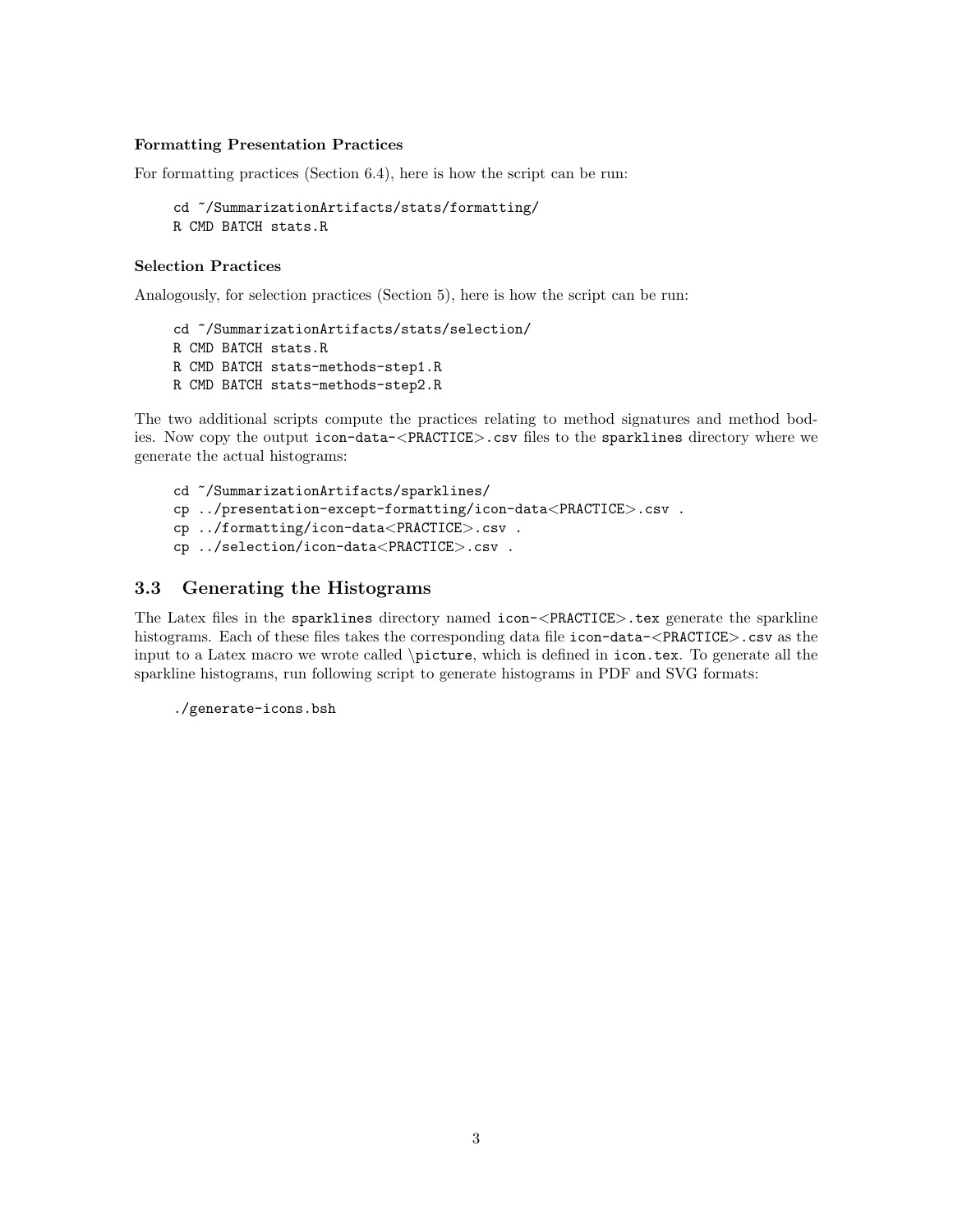#### Formatting Presentation Practices

For formatting practices (Section 6.4), here is how the script can be run:

```
cd ~/SummarizationArtifacts/stats/formatting/
R CMD BATCH stats.R
```

#### Selection Practices

Analogously, for selection practices (Section 5), here is how the script can be run:

```
cd ~/SummarizationArtifacts/stats/selection/
R CMD BATCH stats.R
R CMD BATCH stats-methods-step1.R
R CMD BATCH stats-methods-step2.R
```

The two additional scripts compute the practices relating to method signatures and method bodies. Now copy the output `icon-data-<PRACTICE>.csv` files to the `sparklines` directory where we generate the actual histograms:

```
cd ~/SummarizationArtifacts/sparklines/
cp ../presentation-except-formatting/icon-data<PRACTICE>.csv .
cp ../formatting/icon-data<PRACTICE>.csv .
cp ../selection/icon-data<PRACTICE>.csv .
```

## 3.3 Generating the Histograms

The Latex files in the `sparklines` directory named `icon-<PRACTICE>.tex` generate the sparkline histograms. Each of these files takes the corresponding data file `icon-data-<PRACTICE>.csv` as the input to a Latex macro we wrote called `\picture`, which is defined in `icon.tex`. To generate all the sparkline histograms, run following script to generate histograms in PDF and SVG formats:

```
./generate-icons.bsh
```